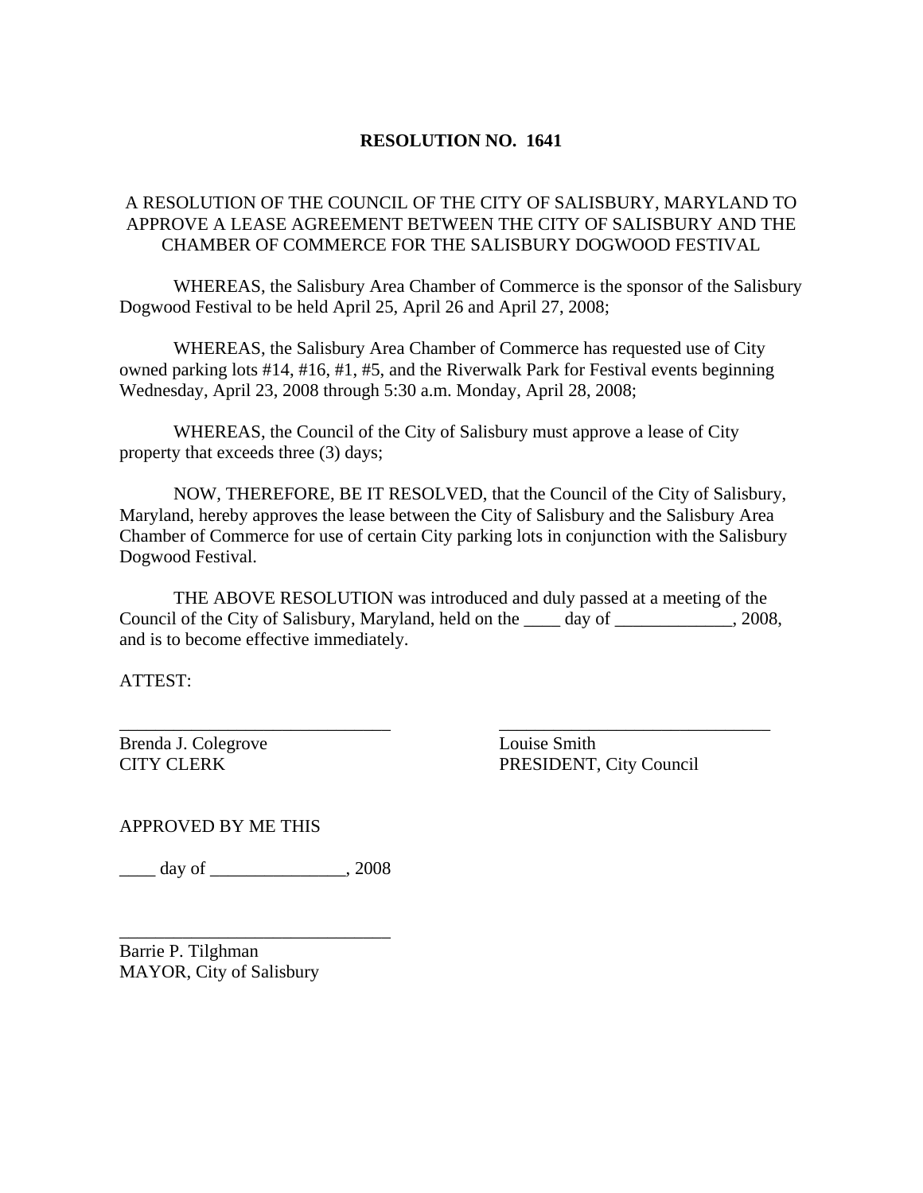**RESOLUTION NO. 1641**

A RESOLUTION OF THE COUNCIL OF THE CITY OF SALISBURY, MARYLAND TO APPROVE A LEASE AGREEMENT BETWEEN THE CITY OF SALISBURY AND THE CHAMBER OF COMMERCE FOR THE SALISBURY DOGWOOD FESTIVAL

WHEREAS, the Salisbury Area Chamber of Commerce is the sponsor of the Salisbury Dogwood Festival to be held April 25, April 26 and April 27, 2008;

WHEREAS, the Salisbury Area Chamber of Commerce has requested use of City owned parking lots #14, #16, #1, #5, and the Riverwalk Park for Festival events beginning Wednesday, April 23, 2008 through 5:30 a.m. Monday, April 28, 2008;

WHEREAS, the Council of the City of Salisbury must approve a lease of City property that exceeds three (3) days;

NOW, THEREFORE, BE IT RESOLVED, that the Council of the City of Salisbury, Maryland, hereby approves the lease between the City of Salisbury and the Salisbury Area Chamber of Commerce for use of certain City parking lots in conjunction with the Salisbury Dogwood Festival.

THE ABOVE RESOLUTION was introduced and duly passed at a meeting of the Council of the City of Salisbury, Maryland, held on the ____ day of _____________, 2008, and is to become effective immediately.

ATTEST:

______________________________
Brenda J. Colegrove
CITY CLERK

______________________________
Louise Smith
PRESIDENT, City Council

APPROVED BY ME THIS

____ day of _______________, 2008

______________________________
Barrie P. Tilghman
MAYOR, City of Salisbury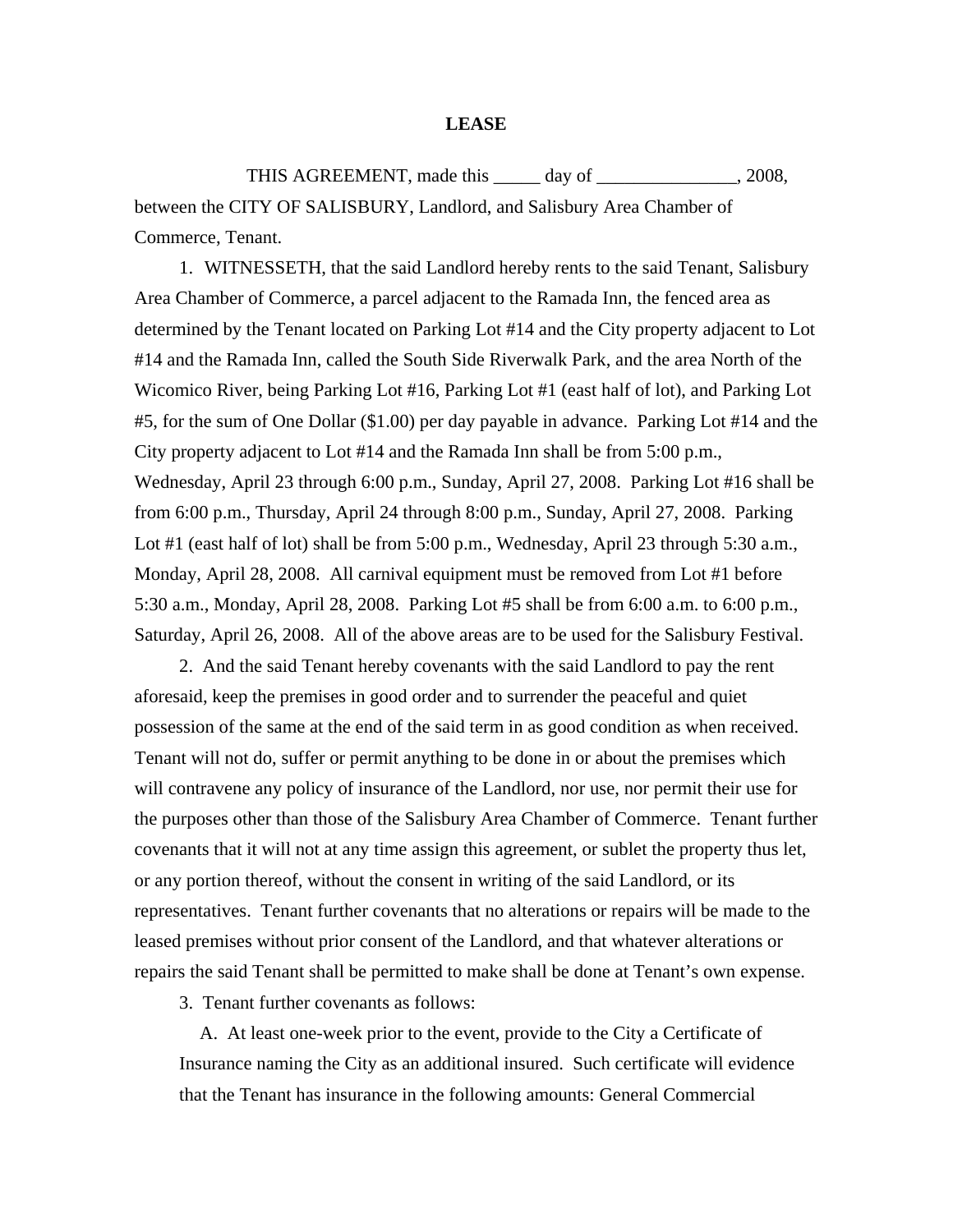# LEASE

THIS AGREEMENT, made this _____ day of _______________, 2008, between the CITY OF SALISBURY, Landlord, and Salisbury Area Chamber of Commerce, Tenant.

1. WITNESSETH, that the said Landlord hereby rents to the said Tenant, Salisbury Area Chamber of Commerce, a parcel adjacent to the Ramada Inn, the fenced area as determined by the Tenant located on Parking Lot #14 and the City property adjacent to Lot #14 and the Ramada Inn, called the South Side Riverwalk Park, and the area North of the Wicomico River, being Parking Lot #16, Parking Lot #1 (east half of lot), and Parking Lot #5, for the sum of One Dollar ($1.00) per day payable in advance. Parking Lot #14 and the City property adjacent to Lot #14 and the Ramada Inn shall be from 5:00 p.m., Wednesday, April 23 through 6:00 p.m., Sunday, April 27, 2008. Parking Lot #16 shall be from 6:00 p.m., Thursday, April 24 through 8:00 p.m., Sunday, April 27, 2008. Parking Lot #1 (east half of lot) shall be from 5:00 p.m., Wednesday, April 23 through 5:30 a.m., Monday, April 28, 2008. All carnival equipment must be removed from Lot #1 before 5:30 a.m., Monday, April 28, 2008. Parking Lot #5 shall be from 6:00 a.m. to 6:00 p.m., Saturday, April 26, 2008. All of the above areas are to be used for the Salisbury Festival.

2. And the said Tenant hereby covenants with the said Landlord to pay the rent aforesaid, keep the premises in good order and to surrender the peaceful and quiet possession of the same at the end of the said term in as good condition as when received. Tenant will not do, suffer or permit anything to be done in or about the premises which will contravene any policy of insurance of the Landlord, nor use, nor permit their use for the purposes other than those of the Salisbury Area Chamber of Commerce. Tenant further covenants that it will not at any time assign this agreement, or sublet the property thus let, or any portion thereof, without the consent in writing of the said Landlord, or its representatives. Tenant further covenants that no alterations or repairs will be made to the leased premises without prior consent of the Landlord, and that whatever alterations or repairs the said Tenant shall be permitted to make shall be done at Tenant's own expense.

3. Tenant further covenants as follows:

A. At least one-week prior to the event, provide to the City a Certificate of Insurance naming the City as an additional insured. Such certificate will evidence that the Tenant has insurance in the following amounts: General Commercial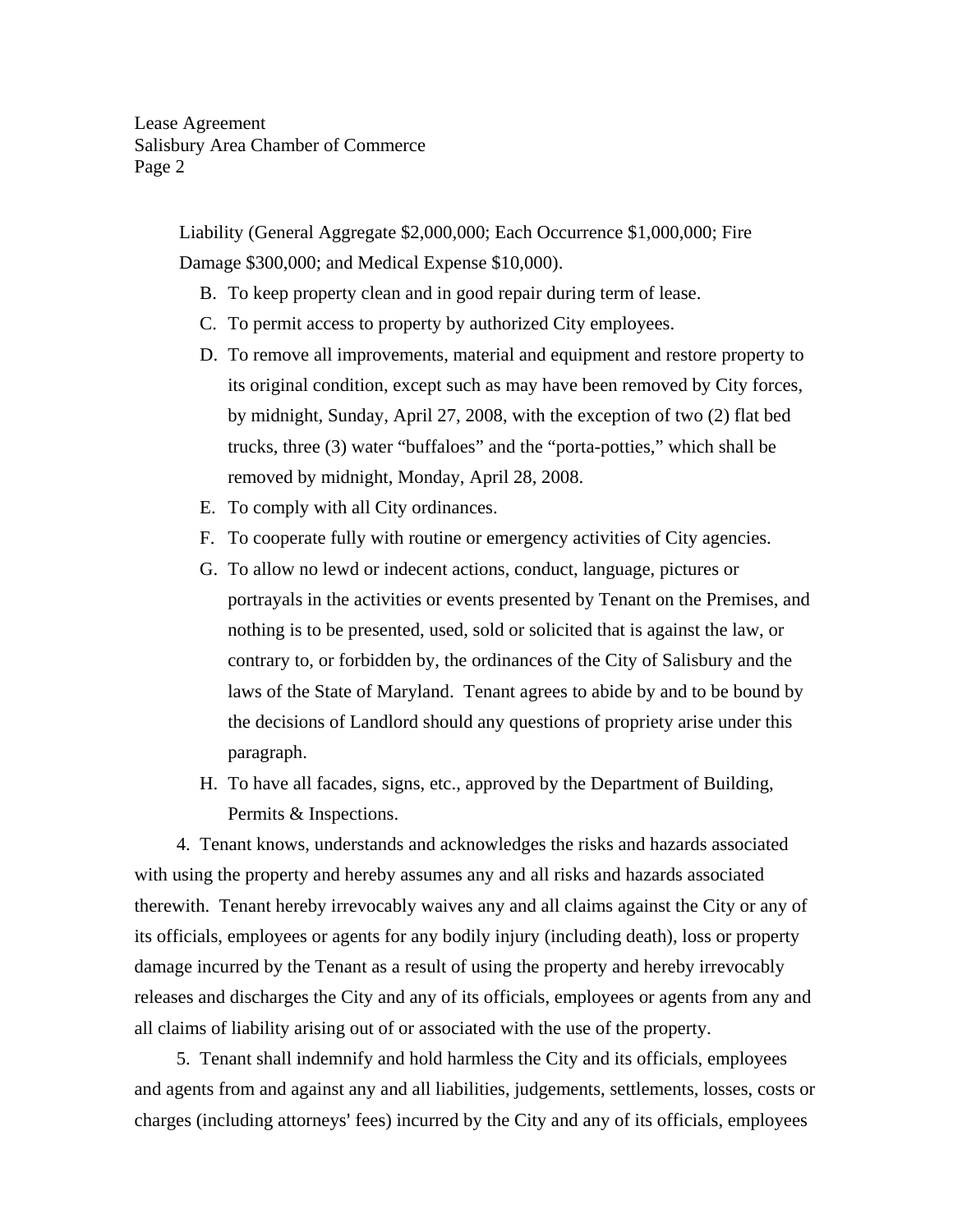Liability (General Aggregate $2,000,000; Each Occurrence $1,000,000; Fire Damage $300,000; and Medical Expense $10,000).

B. To keep property clean and in good repair during term of lease.

C. To permit access to property by authorized City employees.

D. To remove all improvements, material and equipment and restore property to its original condition, except such as may have been removed by City forces, by midnight, Sunday, April 27, 2008, with the exception of two (2) flat bed trucks, three (3) water "buffaloes" and the "porta-potties," which shall be removed by midnight, Monday, April 28, 2008.

E. To comply with all City ordinances.

F. To cooperate fully with routine or emergency activities of City agencies.

G. To allow no lewd or indecent actions, conduct, language, pictures or portrayals in the activities or events presented by Tenant on the Premises, and nothing is to be presented, used, sold or solicited that is against the law, or contrary to, or forbidden by, the ordinances of the City of Salisbury and the laws of the State of Maryland. Tenant agrees to abide by and to be bound by the decisions of Landlord should any questions of propriety arise under this paragraph.

H. To have all facades, signs, etc., approved by the Department of Building, Permits & Inspections.

4. Tenant knows, understands and acknowledges the risks and hazards associated with using the property and hereby assumes any and all risks and hazards associated therewith. Tenant hereby irrevocably waives any and all claims against the City or any of its officials, employees or agents for any bodily injury (including death), loss or property damage incurred by the Tenant as a result of using the property and hereby irrevocably releases and discharges the City and any of its officials, employees or agents from any and all claims of liability arising out of or associated with the use of the property.

5. Tenant shall indemnify and hold harmless the City and its officials, employees and agents from and against any and all liabilities, judgements, settlements, losses, costs or charges (including attorneys' fees) incurred by the City and any of its officials, employees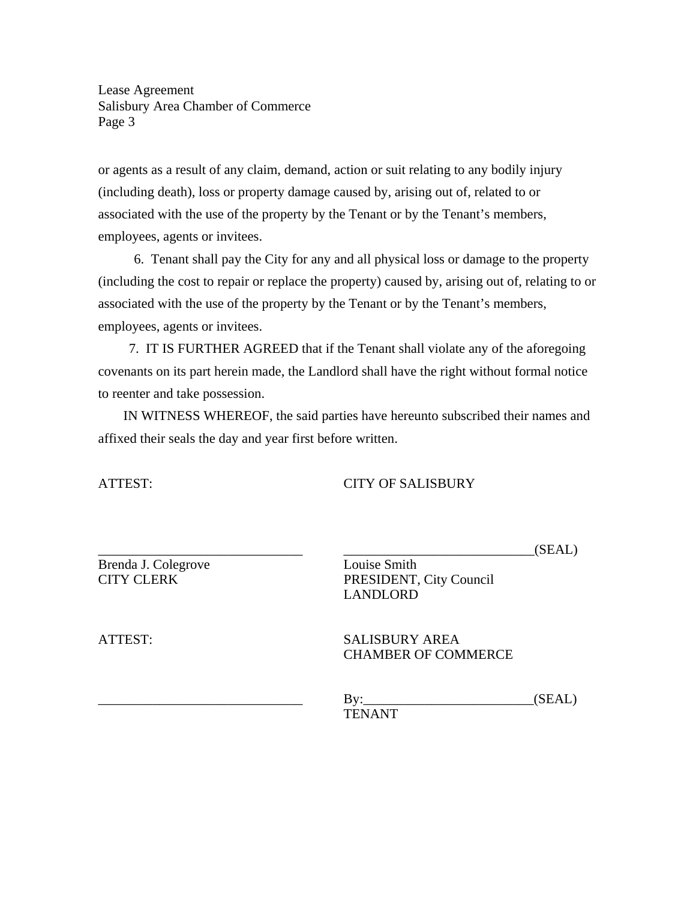or agents as a result of any claim, demand, action or suit relating to any bodily injury (including death), loss or property damage caused by, arising out of, related to or associated with the use of the property by the Tenant or by the Tenant's members, employees, agents or invitees.

6. Tenant shall pay the City for any and all physical loss or damage to the property (including the cost to repair or replace the property) caused by, arising out of, relating to or associated with the use of the property by the Tenant or by the Tenant's members, employees, agents or invitees.

7. IT IS FURTHER AGREED that if the Tenant shall violate any of the aforegoing covenants on its part herein made, the Landlord shall have the right without formal notice to reenter and take possession.

IN WITNESS WHEREOF, the said parties have hereunto subscribed their names and affixed their seals the day and year first before written.

| | |
|---|---|
| ATTEST: | CITY OF SALISBURY |
| ______________________________ | ____________________________(SEAL) |
| Brenda J. Colegrove<br>CITY CLERK | Louise Smith<br>PRESIDENT, City Council<br>LANDLORD |
| ATTEST: | SALISBURY AREA<br>CHAMBER OF COMMERCE |
| ______________________________ | By:_________________________(SEAL)<br>TENANT |